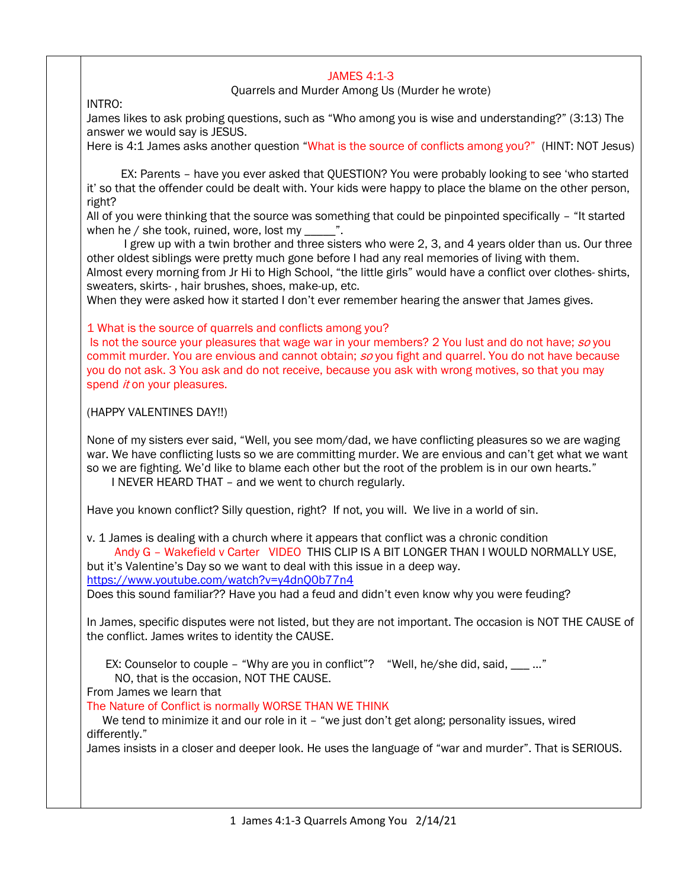# JAMES 4:1-3

Quarrels and Murder Among Us (Murder he wrote)

INTRO:

James likes to ask probing questions, such as "Who among you is wise and understanding?" (3:13) The answer we would say is JESUS.

Here is 4:1 James asks another question "What is the source of conflicts among you?" (HINT: NOT Jesus)

EX: Parents – have you ever asked that QUESTION? You were probably looking to see 'who started it' so that the offender could be dealt with. Your kids were happy to place the blame on the other person, right?

All of you were thinking that the source was something that could be pinpointed specifically – "It started when he / she took, ruined, wore, lost my _____".

I grew up with a twin brother and three sisters who were 2, 3, and 4 years older than us. Our three other oldest siblings were pretty much gone before I had any real memories of living with them.

Almost every morning from Jr Hi to High School, "the little girls" would have a conflict over clothes- shirts, sweaters, skirts- , hair brushes, shoes, make-up, etc.

When they were asked how it started I don't ever remember hearing the answer that James gives.

1 What is the source of quarrels and conflicts among you?

Is not the source your pleasures that wage war in your members? 2 You lust and do not have; *so* you commit murder. You are envious and cannot obtain; *so* you fight and quarrel. You do not have because you do not ask. 3 You ask and do not receive, because you ask with wrong motives, so that you may spend *it* on your pleasures.

(HAPPY VALENTINES DAY!!)

None of my sisters ever said, "Well, you see mom/dad, we have conflicting pleasures so we are waging war. We have conflicting lusts so we are committing murder. We are envious and can't get what we want so we are fighting. We'd like to blame each other but the root of the problem is in our own hearts."

I NEVER HEARD THAT – and we went to church regularly.

Have you known conflict? Silly question, right? If not, you will. We live in a world of sin.

v. 1 James is dealing with a church where it appears that conflict was a chronic condition

Andy G – Wakefield v Carter VIDEO THIS CLIP IS A BIT LONGER THAN I WOULD NORMALLY USE, but it's Valentine's Day so we want to deal with this issue in a deep way.

https://www.youtube.com/watch?v=y4dnQ0b77n4

Does this sound familiar?? Have you had a feud and didn't even know why you were feuding?

In James, specific disputes were not listed, but they are not important. The occasion is NOT THE CAUSE of the conflict. James writes to identity the CAUSE.

EX: Counselor to couple – "Why are you in conflict"? "Well, he/she did, said, ___ ..."

NO, that is the occasion, NOT THE CAUSE.

From James we learn that

The Nature of Conflict is normally WORSE THAN WE THINK

We tend to minimize it and our role in it – "we just don't get along; personality issues, wired differently."

James insists in a closer and deeper look. He uses the language of "war and murder". That is SERIOUS.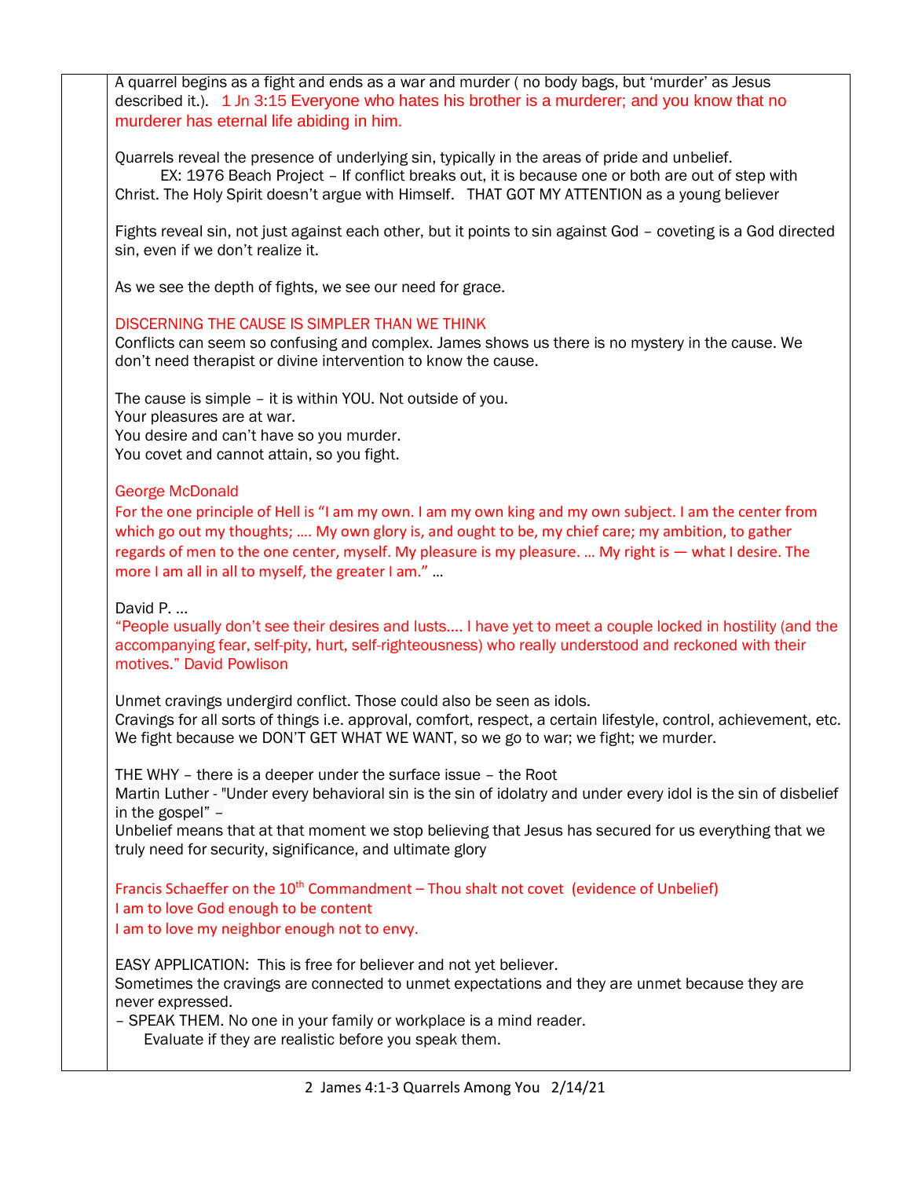A quarrel begins as a fight and ends as a war and murder ( no body bags, but 'murder' as Jesus described it.). 1 Jn 3:15 Everyone who hates his brother is a murderer; and you know that no murderer has eternal life abiding in him.

Quarrels reveal the presence of underlying sin, typically in the areas of pride and unbelief.
EX: 1976 Beach Project – If conflict breaks out, it is because one or both are out of step with Christ. The Holy Spirit doesn't argue with Himself. THAT GOT MY ATTENTION as a young believer

Fights reveal sin, not just against each other, but it points to sin against God – coveting is a God directed sin, even if we don't realize it.

As we see the depth of fights, we see our need for grace.

DISCERNING THE CAUSE IS SIMPLER THAN WE THINK

Conflicts can seem so confusing and complex. James shows us there is no mystery in the cause. We don't need therapist or divine intervention to know the cause.

The cause is simple – it is within YOU. Not outside of you.
Your pleasures are at war.
You desire and can't have so you murder.
You covet and cannot attain, so you fight.

George McDonald

For the one principle of Hell is "I am my own. I am my own king and my own subject. I am the center from which go out my thoughts; …. My own glory is, and ought to be, my chief care; my ambition, to gather regards of men to the one center, myself. My pleasure is my pleasure. … My right is — what I desire. The more I am all in all to myself, the greater I am." …

David P. …

"People usually don't see their desires and lusts…. I have yet to meet a couple locked in hostility (and the accompanying fear, self-pity, hurt, self-righteousness) who really understood and reckoned with their motives." David Powlison

Unmet cravings undergird conflict. Those could also be seen as idols.
Cravings for all sorts of things i.e. approval, comfort, respect, a certain lifestyle, control, achievement, etc.
We fight because we DON'T GET WHAT WE WANT, so we go to war; we fight; we murder.

THE WHY – there is a deeper under the surface issue – the Root
Martin Luther - "Under every behavioral sin is the sin of idolatry and under every idol is the sin of disbelief in the gospel" –
Unbelief means that at that moment we stop believing that Jesus has secured for us everything that we truly need for security, significance, and ultimate glory

Francis Schaeffer on the 10th Commandment – Thou shalt not covet (evidence of Unbelief)
I am to love God enough to be content
I am to love my neighbor enough not to envy.

EASY APPLICATION: This is free for believer and not yet believer.
Sometimes the cravings are connected to unmet expectations and they are unmet because they are never expressed.
– SPEAK THEM. No one in your family or workplace is a mind reader.
Evaluate if they are realistic before you speak them.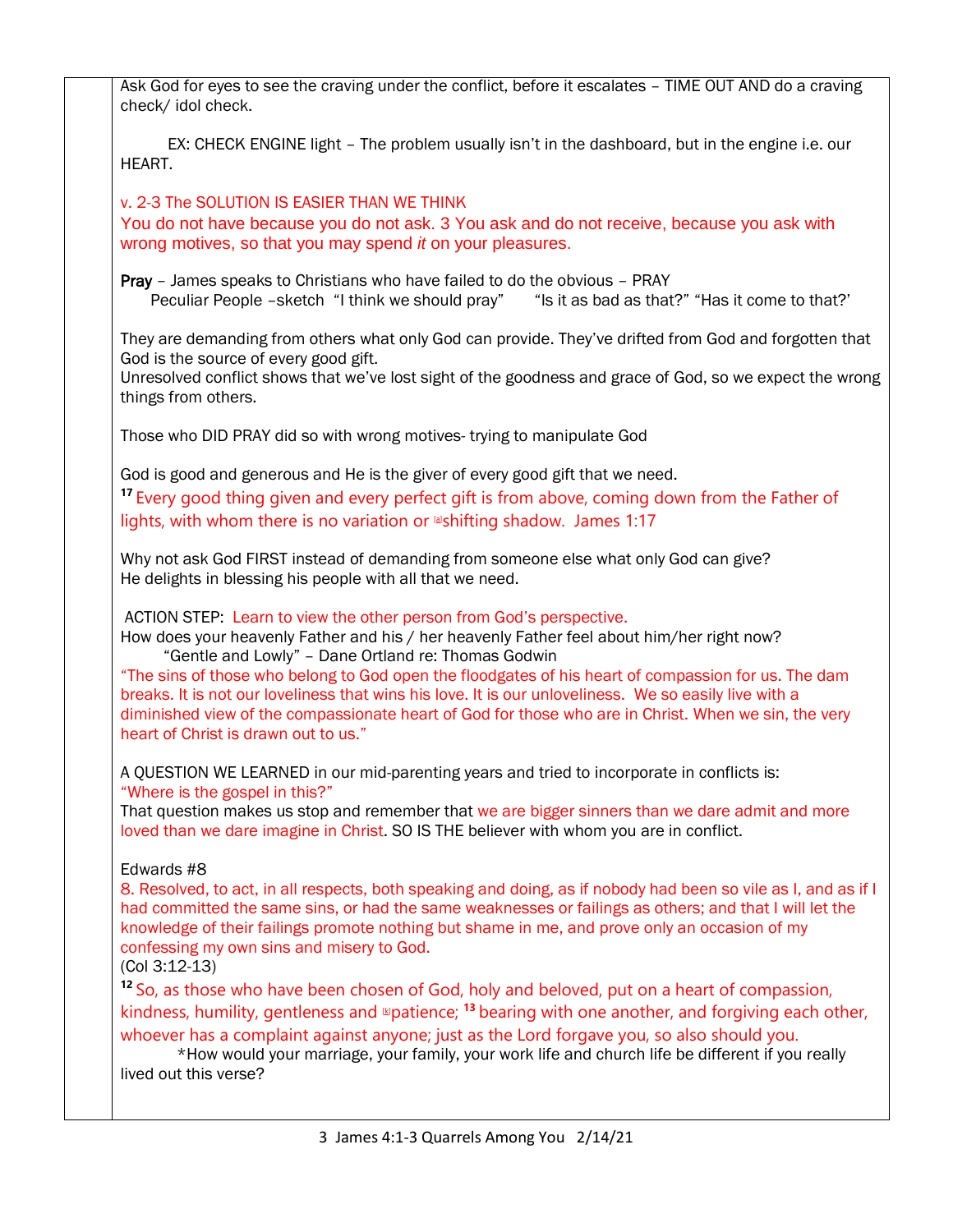Ask God for eyes to see the craving under the conflict, before it escalates – TIME OUT AND do a craving check/ idol check.

EX: CHECK ENGINE light – The problem usually isn't in the dashboard, but in the engine i.e. our HEART.

v. 2-3 The SOLUTION IS EASIER THAN WE THINK

You do not have because you do not ask. 3 You ask and do not receive, because you ask with wrong motives, so that you may spend *it* on your pleasures.

**Pray** – James speaks to Christians who have failed to do the obvious – PRAY
Peculiar People –sketch "I think we should pray" "Is it as bad as that?" "Has it come to that?'

They are demanding from others what only God can provide. They've drifted from God and forgotten that God is the source of every good gift.
Unresolved conflict shows that we've lost sight of the goodness and grace of God, so we expect the wrong things from others.

Those who DID PRAY did so with wrong motives- trying to manipulate God

God is good and generous and He is the giver of every good gift that we need.
**17** Every good thing given and every perfect gift is from above, coming down from the Father of lights, with whom there is no variation or [a]shifting shadow. James 1:17

Why not ask God FIRST instead of demanding from someone else what only God can give?
He delights in blessing his people with all that we need.

ACTION STEP: Learn to view the other person from God's perspective.
How does your heavenly Father and his / her heavenly Father feel about him/her right now?
"Gentle and Lowly" – Dane Ortland re: Thomas Godwin
"The sins of those who belong to God open the floodgates of his heart of compassion for us. The dam breaks. It is not our loveliness that wins his love. It is our unloveliness. We so easily live with a diminished view of the compassionate heart of God for those who are in Christ. When we sin, the very heart of Christ is drawn out to us."

A QUESTION WE LEARNED in our mid-parenting years and tried to incorporate in conflicts is:
"Where is the gospel in this?"
That question makes us stop and remember that we are bigger sinners than we dare admit and more loved than we dare imagine in Christ. SO IS THE believer with whom you are in conflict.

Edwards #8
8. Resolved, to act, in all respects, both speaking and doing, as if nobody had been so vile as I, and as if I had committed the same sins, or had the same weaknesses or failings as others; and that I will let the knowledge of their failings promote nothing but shame in me, and prove only an occasion of my confessing my own sins and misery to God.
(Col 3:12-13)
**12** So, as those who have been chosen of God, holy and beloved, put on a heart of compassion, kindness, humility, gentleness and [k]patience; **13** bearing with one another, and forgiving each other, whoever has a complaint against anyone; just as the Lord forgave you, so also should you.
*How would your marriage, your family, your work life and church life be different if you really lived out this verse?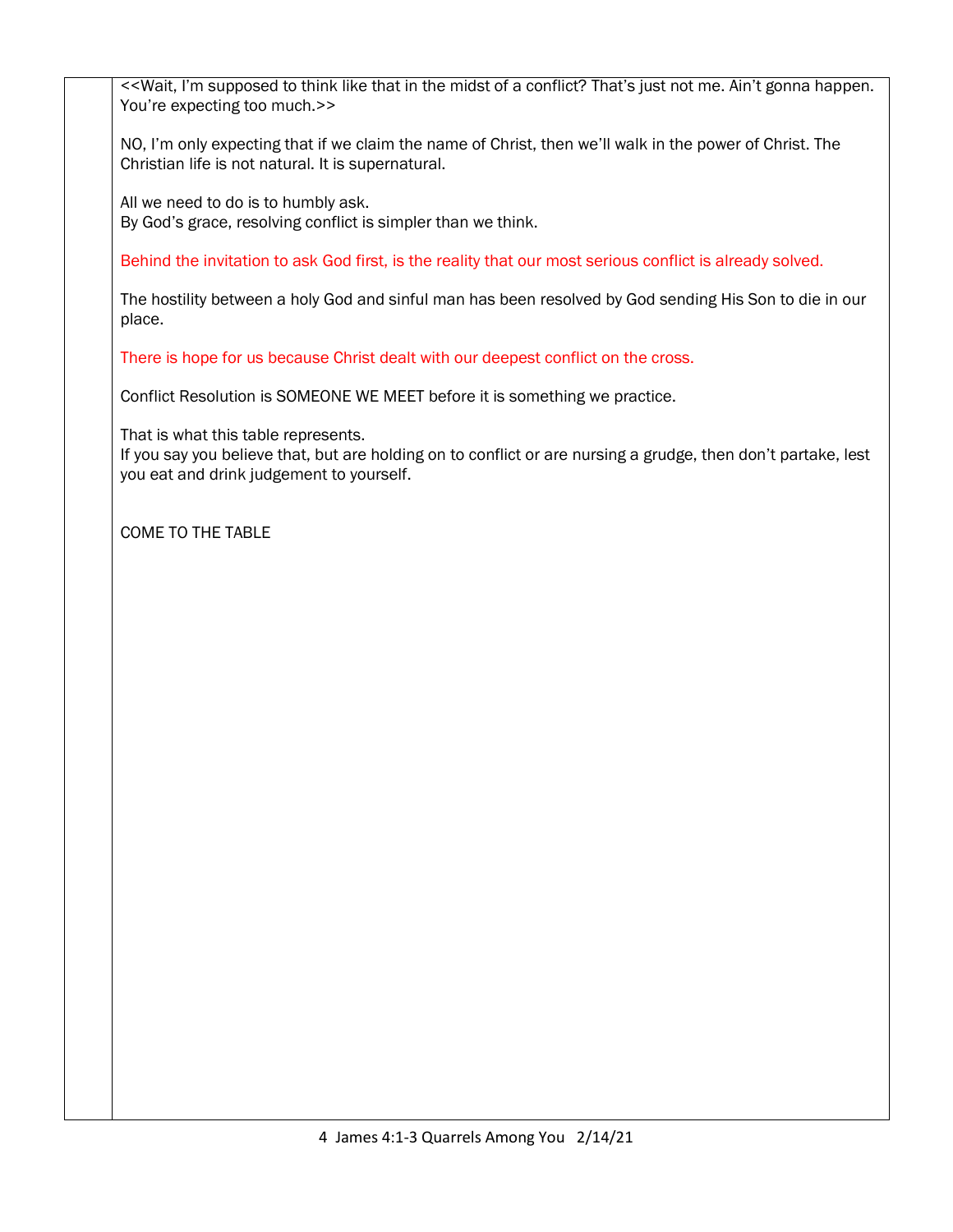<<Wait, I'm supposed to think like that in the midst of a conflict? That's just not me. Ain't gonna happen. You're expecting too much.>>

NO, I'm only expecting that if we claim the name of Christ, then we'll walk in the power of Christ. The Christian life is not natural. It is supernatural.

All we need to do is to humbly ask.
By God's grace, resolving conflict is simpler than we think.

Behind the invitation to ask God first, is the reality that our most serious conflict is already solved.

The hostility between a holy God and sinful man has been resolved by God sending His Son to die in our place.

There is hope for us because Christ dealt with our deepest conflict on the cross.

Conflict Resolution is SOMEONE WE MEET before it is something we practice.

That is what this table represents.
If you say you believe that, but are holding on to conflict or are nursing a grudge, then don't partake, lest you eat and drink judgement to yourself.

COME TO THE TABLE